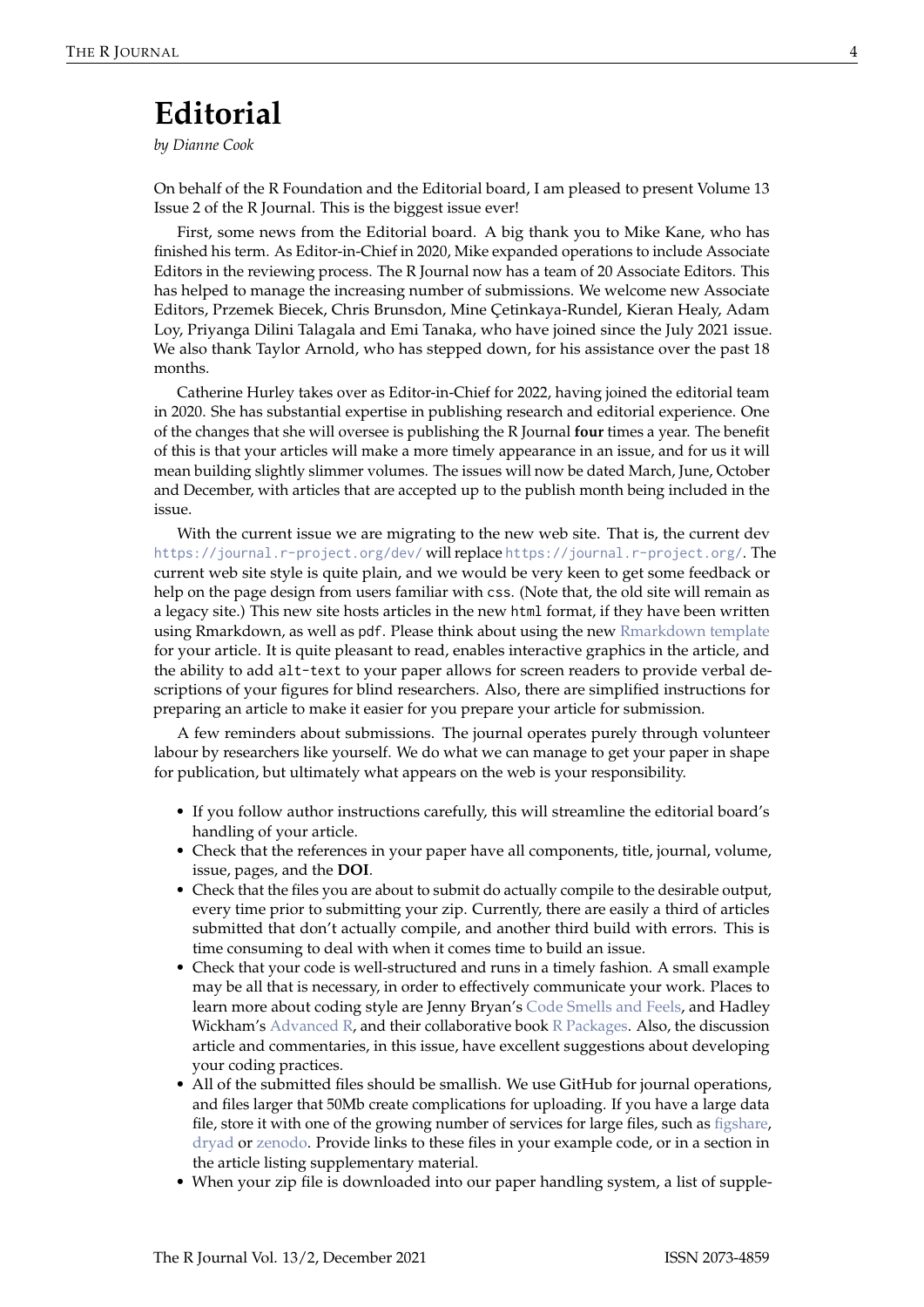# Editorial

*by Dianne Cook*

On behalf of the R Foundation and the Editorial board, I am pleased to present Volume 13 Issue 2 of the R Journal. This is the biggest issue ever!

First, some news from the Editorial board. A big thank you to Mike Kane, who has finished his term. As Editor-in-Chief in 2020, Mike expanded operations to include Associate Editors in the reviewing process. The R Journal now has a team of 20 Associate Editors. This has helped to manage the increasing number of submissions. We welcome new Associate Editors, Przemek Biecek, Chris Brunsdon, Mine Çetinkaya-Rundel, Kieran Healy, Adam Loy, Priyanga Dilini Talagala and Emi Tanaka, who have joined since the July 2021 issue. We also thank Taylor Arnold, who has stepped down, for his assistance over the past 18 months.

Catherine Hurley takes over as Editor-in-Chief for 2022, having joined the editorial team in 2020. She has substantial expertise in publishing research and editorial experience. One of the changes that she will oversee is publishing the R Journal **four** times a year. The benefit of this is that your articles will make a more timely appearance in an issue, and for us it will mean building slightly slimmer volumes. The issues will now be dated March, June, October and December, with articles that are accepted up to the publish month being included in the issue.

With the current issue we are migrating to the new web site. That is, the current dev `https://journal.r-project.org/dev/` will replace `https://journal.r-project.org/`. The current web site style is quite plain, and we would be very keen to get some feedback or help on the page design from users familiar with `css`. (Note that, the old site will remain as a legacy site.) This new site hosts articles in the new `html` format, if they have been written using Rmarkdown, as well as `pdf`. Please think about using the new Rmarkdown template for your article. It is quite pleasant to read, enables interactive graphics in the article, and the ability to add `alt-text` to your paper allows for screen readers to provide verbal descriptions of your figures for blind researchers. Also, there are simplified instructions for preparing an article to make it easier for you prepare your article for submission.

A few reminders about submissions. The journal operates purely through volunteer labour by researchers like yourself. We do what we can manage to get your paper in shape for publication, but ultimately what appears on the web is your responsibility.

- If you follow author instructions carefully, this will streamline the editorial board's handling of your article.
- Check that the references in your paper have all components, title, journal, volume, issue, pages, and the **DOI**.
- Check that the files you are about to submit do actually compile to the desirable output, every time prior to submitting your zip. Currently, there are easily a third of articles submitted that don't actually compile, and another third build with errors. This is time consuming to deal with when it comes time to build an issue.
- Check that your code is well-structured and runs in a timely fashion. A small example may be all that is necessary, in order to effectively communicate your work. Places to learn more about coding style are Jenny Bryan's Code Smells and Feels, and Hadley Wickham's Advanced R, and their collaborative book R Packages. Also, the discussion article and commentaries, in this issue, have excellent suggestions about developing your coding practices.
- All of the submitted files should be smallish. We use GitHub for journal operations, and files larger that 50Mb create complications for uploading. If you have a large data file, store it with one of the growing number of services for large files, such as figshare, dryad or zenodo. Provide links to these files in your example code, or in a section in the article listing supplementary material.
- When your zip file is downloaded into our paper handling system, a list of supple-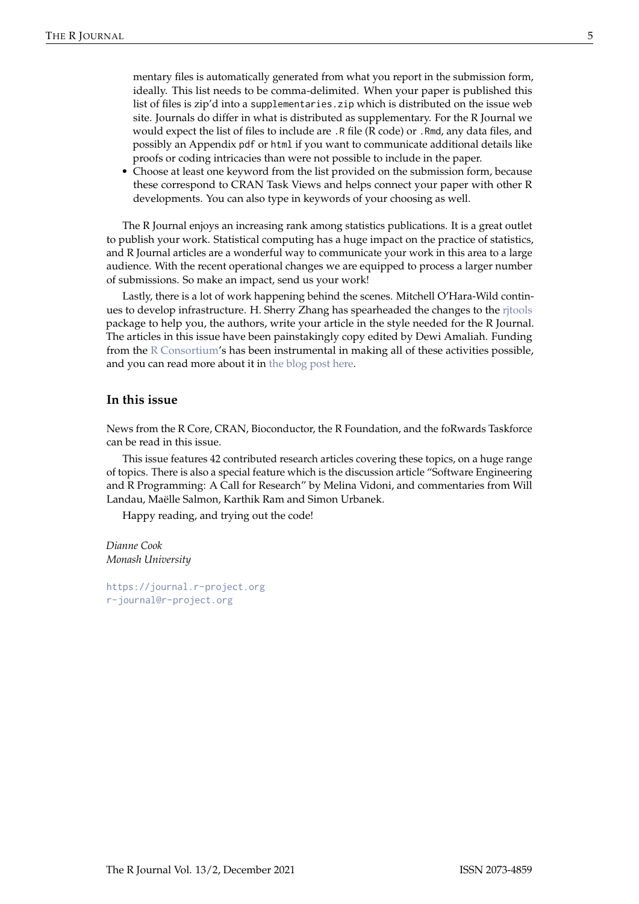mentary files is automatically generated from what you report in the submission form, ideally. This list needs to be comma-delimited. When your paper is published this list of files is zip'd into a `supplementaries.zip` which is distributed on the issue web site. Journals do differ in what is distributed as supplementary. For the R Journal we would expect the list of files to include are `.R` file (R code) or `.Rmd`, any data files, and possibly an Appendix `pdf` or `html` if you want to communicate additional details like proofs or coding intricacies than were not possible to include in the paper.

- Choose at least one keyword from the list provided on the submission form, because these correspond to CRAN Task Views and helps connect your paper with other R developments. You can also type in keywords of your choosing as well.

The R Journal enjoys an increasing rank among statistics publications. It is a great outlet to publish your work. Statistical computing has a huge impact on the practice of statistics, and R Journal articles are a wonderful way to communicate your work in this area to a large audience. With the recent operational changes we are equipped to process a larger number of submissions. So make an impact, send us your work!

Lastly, there is a lot of work happening behind the scenes. Mitchell O'Hara-Wild continues to develop infrastructure. H. Sherry Zhang has spearheaded the changes to the rjtools package to help you, the authors, write your article in the style needed for the R Journal. The articles in this issue have been painstakingly copy edited by Dewi Amaliah. Funding from the R Consortium's has been instrumental in making all of these activities possible, and you can read more about it in the blog post here.

## In this issue

News from the R Core, CRAN, Bioconductor, the R Foundation, and the foRwards Taskforce can be read in this issue.

This issue features 42 contributed research articles covering these topics, on a huge range of topics. There is also a special feature which is the discussion article "Software Engineering and R Programming: A Call for Research" by Melina Vidoni, and commentaries from Will Landau, Maëlle Salmon, Karthik Ram and Simon Urbanek.

Happy reading, and trying out the code!

*Dianne Cook*
*Monash University*

https://journal.r-project.org
r-journal@r-project.org